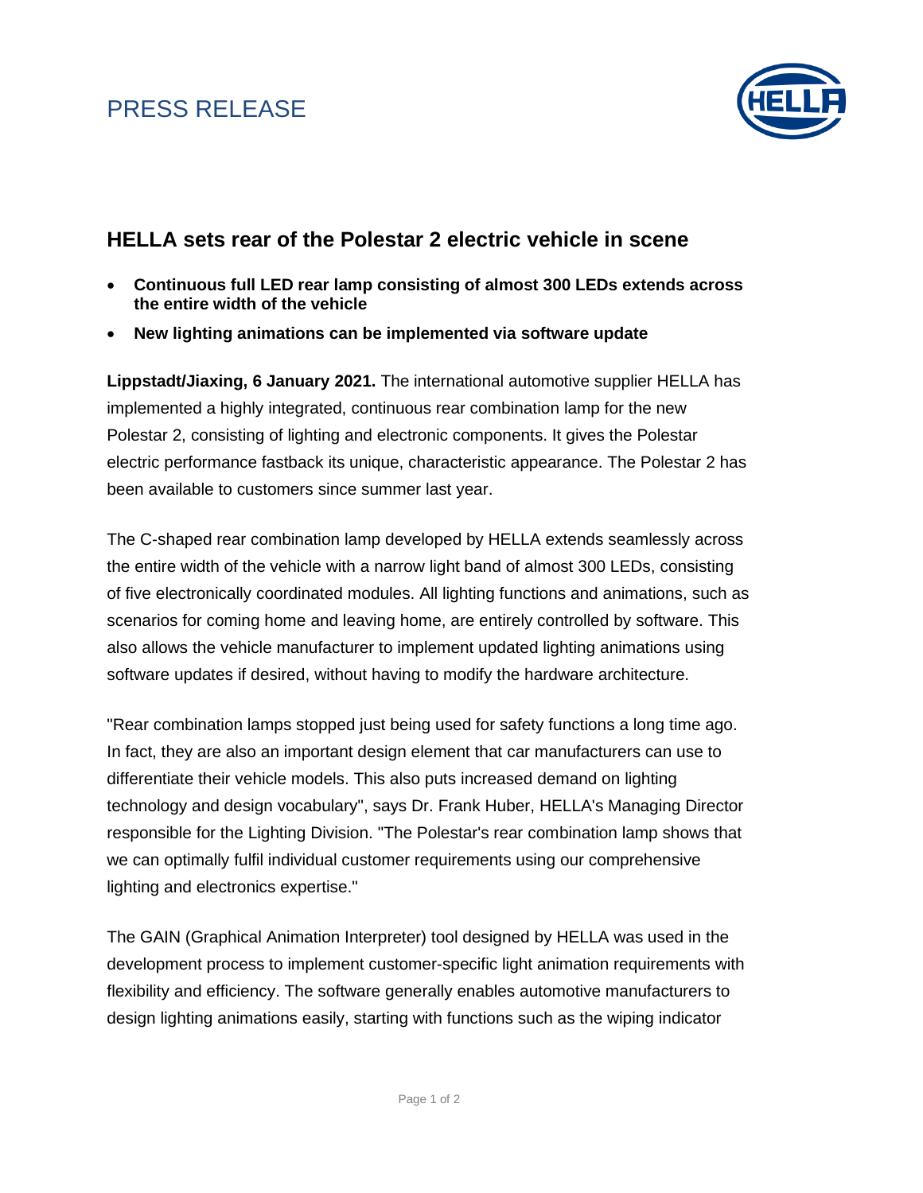PRESS RELEASE

## HELLA sets rear of the Polestar 2 electric vehicle in scene

- **Continuous full LED rear lamp consisting of almost 300 LEDs extends across the entire width of the vehicle**
- **New lighting animations can be implemented via software update**

**Lippstadt/Jiaxing, 6 January 2021.** The international automotive supplier HELLA has implemented a highly integrated, continuous rear combination lamp for the new Polestar 2, consisting of lighting and electronic components. It gives the Polestar electric performance fastback its unique, characteristic appearance. The Polestar 2 has been available to customers since summer last year.

The C-shaped rear combination lamp developed by HELLA extends seamlessly across the entire width of the vehicle with a narrow light band of almost 300 LEDs, consisting of five electronically coordinated modules. All lighting functions and animations, such as scenarios for coming home and leaving home, are entirely controlled by software. This also allows the vehicle manufacturer to implement updated lighting animations using software updates if desired, without having to modify the hardware architecture.

"Rear combination lamps stopped just being used for safety functions a long time ago. In fact, they are also an important design element that car manufacturers can use to differentiate their vehicle models. This also puts increased demand on lighting technology and design vocabulary", says Dr. Frank Huber, HELLA's Managing Director responsible for the Lighting Division. "The Polestar's rear combination lamp shows that we can optimally fulfil individual customer requirements using our comprehensive lighting and electronics expertise."

The GAIN (Graphical Animation Interpreter) tool designed by HELLA was used in the development process to implement customer-specific light animation requirements with flexibility and efficiency. The software generally enables automotive manufacturers to design lighting animations easily, starting with functions such as the wiping indicator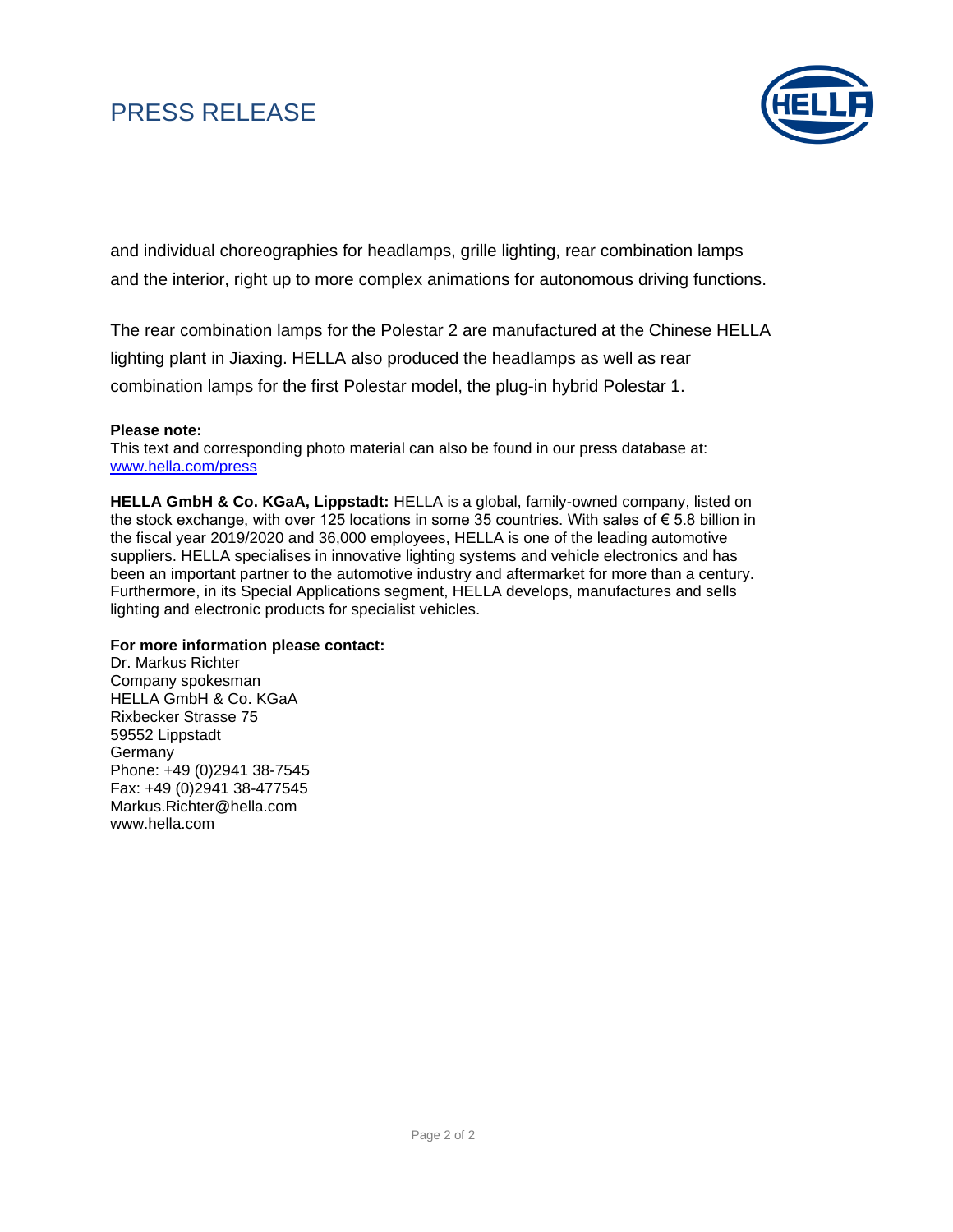and individual choreographies for headlamps, grille lighting, rear combination lamps and the interior, right up to more complex animations for autonomous driving functions.

The rear combination lamps for the Polestar 2 are manufactured at the Chinese HELLA lighting plant in Jiaxing. HELLA also produced the headlamps as well as rear combination lamps for the first Polestar model, the plug-in hybrid Polestar 1.

**Please note:**
This text and corresponding photo material can also be found in our press database at: [www.hella.com/press](http://www.hella.com/press)

**HELLA GmbH & Co. KGaA, Lippstadt:** HELLA is a global, family-owned company, listed on the stock exchange, with over 125 locations in some 35 countries. With sales of € 5.8 billion in the fiscal year 2019/2020 and 36,000 employees, HELLA is one of the leading automotive suppliers. HELLA specialises in innovative lighting systems and vehicle electronics and has been an important partner to the automotive industry and aftermarket for more than a century. Furthermore, in its Special Applications segment, HELLA develops, manufactures and sells lighting and electronic products for specialist vehicles.

**For more information please contact:**
Dr. Markus Richter
Company spokesman
HELLA GmbH & Co. KGaA
Rixbecker Strasse 75
59552 Lippstadt
Germany
Phone: +49 (0)2941 38-7545
Fax: +49 (0)2941 38-477545
Markus.Richter@hella.com
www.hella.com